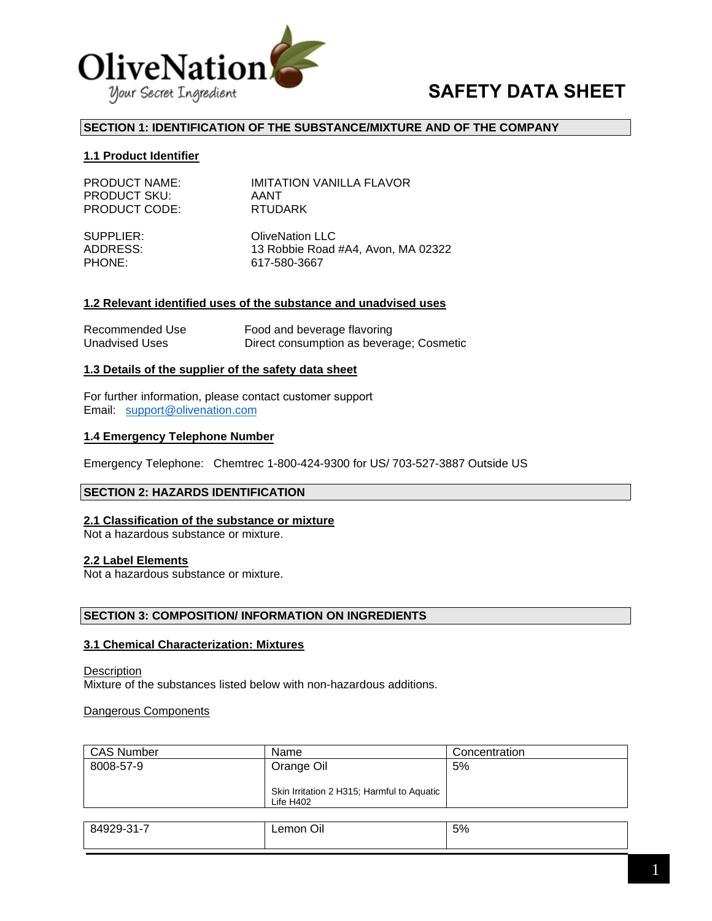OliveNation
Your Secret Ingredient

# SAFETY DATA SHEET

## SECTION 1: IDENTIFICATION OF THE SUBSTANCE/MIXTURE AND OF THE COMPANY

### 1.1 Product Identifier

PRODUCT NAME: IMITATION VANILLA FLAVOR
PRODUCT SKU: AANT
PRODUCT CODE: RTUDARK

SUPPLIER: OliveNation LLC
ADDRESS: 13 Robbie Road #A4, Avon, MA 02322
PHONE: 617-580-3667

### 1.2 Relevant identified uses of the substance and unadvised uses

Recommended Use: Food and beverage flavoring
Unadvised Uses: Direct consumption as beverage; Cosmetic

### 1.3 Details of the supplier of the safety data sheet

For further information, please contact customer support
Email: support@olivenation.com

### 1.4 Emergency Telephone Number

Emergency Telephone: Chemtrec 1-800-424-9300 for US/ 703-527-3887 Outside US

## SECTION 2: HAZARDS IDENTIFICATION

### 2.1 Classification of the substance or mixture

Not a hazardous substance or mixture.

### 2.2 Label Elements

Not a hazardous substance or mixture.

## SECTION 3: COMPOSITION/ INFORMATION ON INGREDIENTS

### 3.1 Chemical Characterization: Mixtures

Description
Mixture of the substances listed below with non-hazardous additions.

Dangerous Components

| CAS Number | Name | Concentration |
|---|---|---|
| 8008-57-9 | Orange Oil<br><br>Skin Irritation 2 H315; Harmful to Aquatic Life H402 | 5% |
| 84929-31-7 | Lemon Oil | 5% |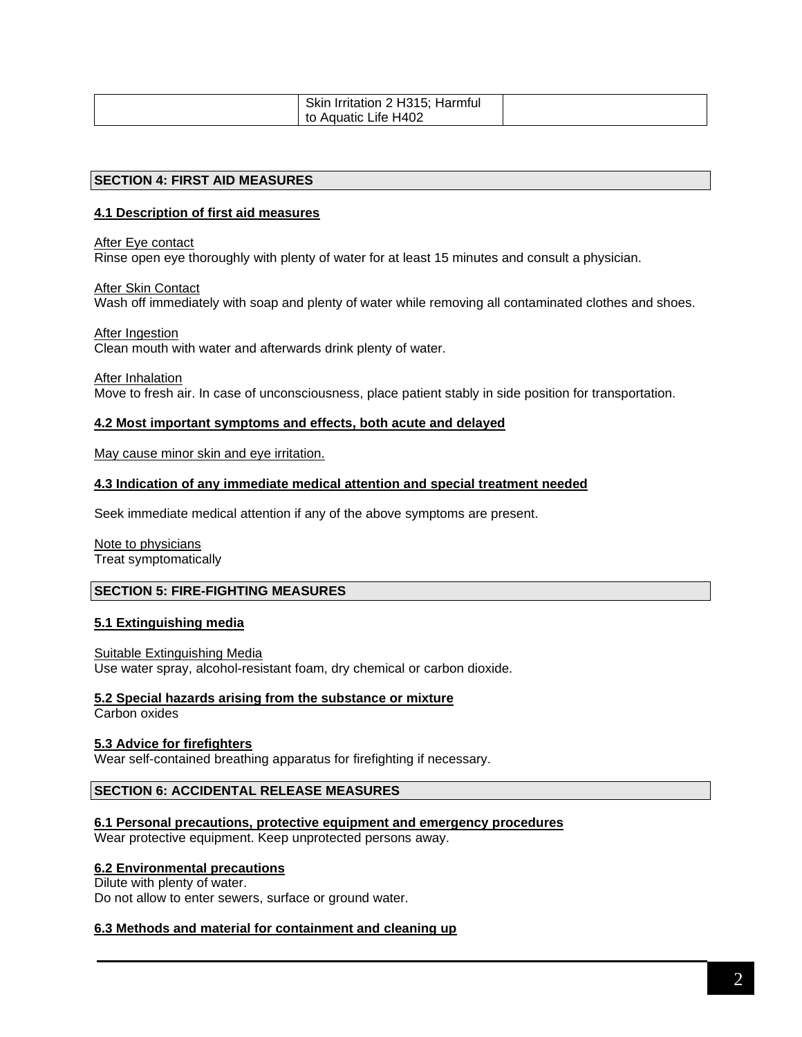| | Skin Irritation 2 H315; Harmful to Aquatic Life H402 | |
|---|---|---|

## SECTION 4: FIRST AID MEASURES

### 4.1 Description of first aid measures

After Eye contact
Rinse open eye thoroughly with plenty of water for at least 15 minutes and consult a physician.

After Skin Contact
Wash off immediately with soap and plenty of water while removing all contaminated clothes and shoes.

After Ingestion
Clean mouth with water and afterwards drink plenty of water.

After Inhalation
Move to fresh air. In case of unconsciousness, place patient stably in side position for transportation.

### 4.2 Most important symptoms and effects, both acute and delayed

May cause minor skin and eye irritation.

### 4.3 Indication of any immediate medical attention and special treatment needed

Seek immediate medical attention if any of the above symptoms are present.

Note to physicians
Treat symptomatically

## SECTION 5: FIRE-FIGHTING MEASURES

### 5.1 Extinguishing media

Suitable Extinguishing Media
Use water spray, alcohol-resistant foam, dry chemical or carbon dioxide.

### 5.2 Special hazards arising from the substance or mixture

Carbon oxides

### 5.3 Advice for firefighters

Wear self-contained breathing apparatus for firefighting if necessary.

## SECTION 6: ACCIDENTAL RELEASE MEASURES

### 6.1 Personal precautions, protective equipment and emergency procedures

Wear protective equipment. Keep unprotected persons away.

### 6.2 Environmental precautions

Dilute with plenty of water.
Do not allow to enter sewers, surface or ground water.

### 6.3 Methods and material for containment and cleaning up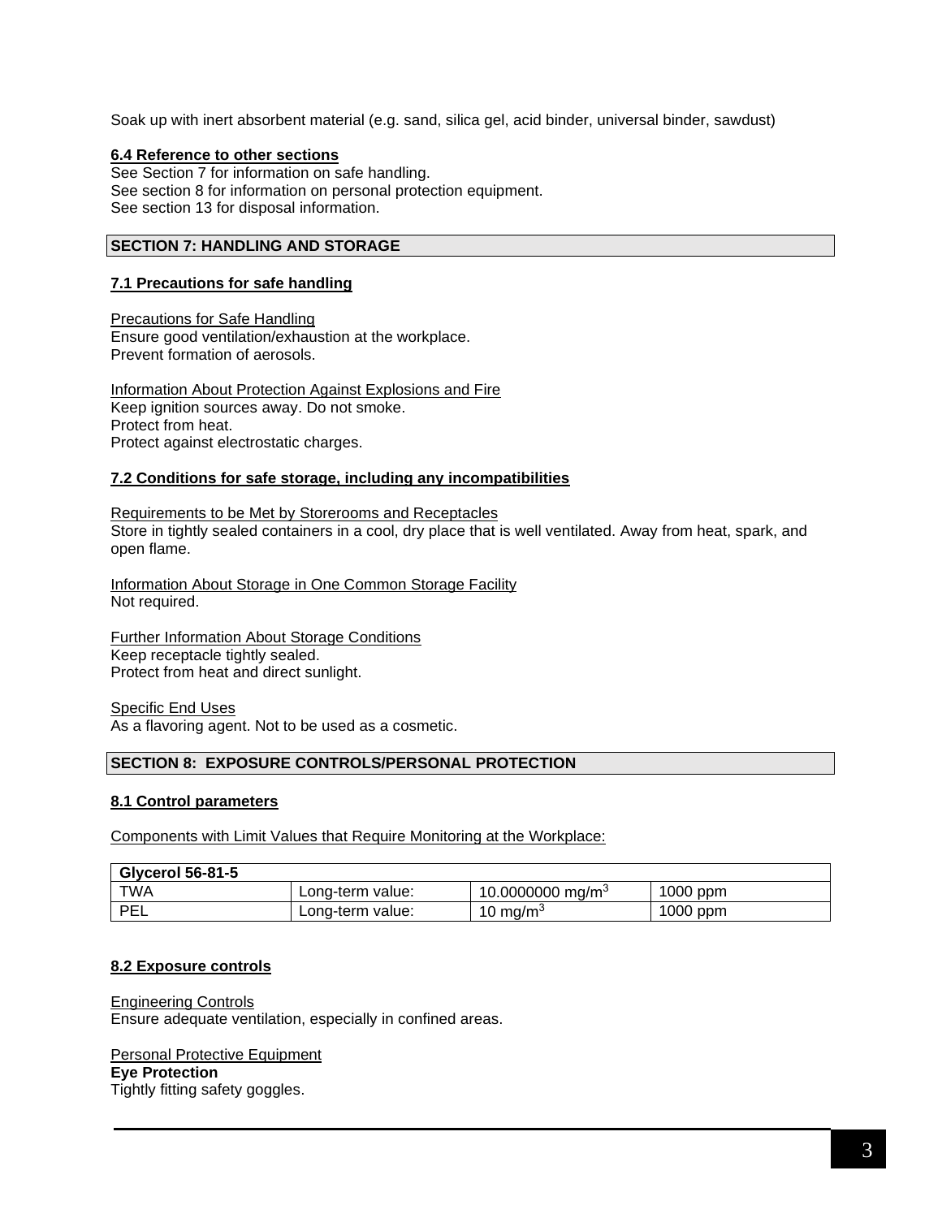Soak up with inert absorbent material (e.g. sand, silica gel, acid binder, universal binder, sawdust)

**6.4 Reference to other sections**

See Section 7 for information on safe handling.
See section 8 for information on personal protection equipment.
See section 13 for disposal information.

## SECTION 7: HANDLING AND STORAGE

**7.1 Precautions for safe handling**

Precautions for Safe Handling
Ensure good ventilation/exhaustion at the workplace.
Prevent formation of aerosols.

Information About Protection Against Explosions and Fire
Keep ignition sources away. Do not smoke.
Protect from heat.
Protect against electrostatic charges.

**7.2 Conditions for safe storage, including any incompatibilities**

Requirements to be Met by Storerooms and Receptacles
Store in tightly sealed containers in a cool, dry place that is well ventilated. Away from heat, spark, and open flame.

Information About Storage in One Common Storage Facility
Not required.

Further Information About Storage Conditions
Keep receptacle tightly sealed.
Protect from heat and direct sunlight.

Specific End Uses
As a flavoring agent. Not to be used as a cosmetic.

## SECTION 8: EXPOSURE CONTROLS/PERSONAL PROTECTION

**8.1 Control parameters**

Components with Limit Values that Require Monitoring at the Workplace:

| Glycerol 56-81-5 | | | |
|---|---|---|---|
| TWA | Long-term value: | 10.0000000 $mg/m^3$ | 1000 ppm |
| PEL | Long-term value: | 10 $mg/m^3$ | 1000 ppm |

**8.2 Exposure controls**

Engineering Controls
Ensure adequate ventilation, especially in confined areas.

Personal Protective Equipment
**Eye Protection**
Tightly fitting safety goggles.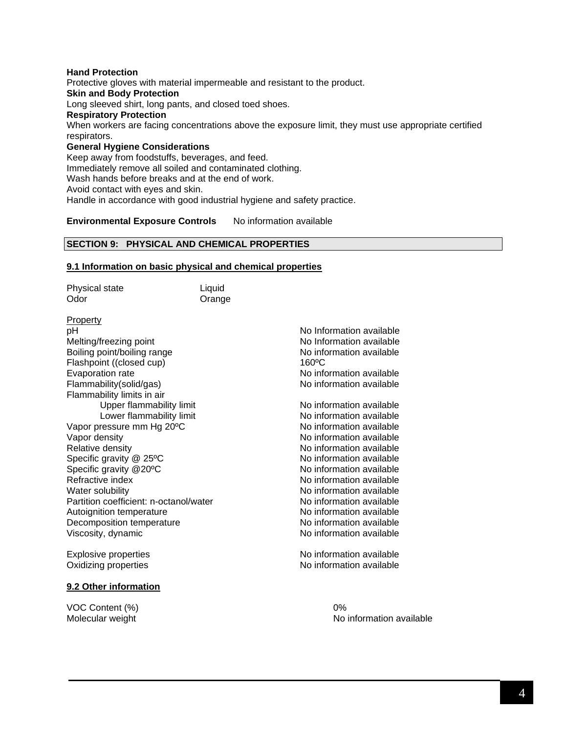**Hand Protection**
Protective gloves with material impermeable and resistant to the product.
**Skin and Body Protection**
Long sleeved shirt, long pants, and closed toed shoes.
**Respiratory Protection**
When workers are facing concentrations above the exposure limit, they must use appropriate certified respirators.
**General Hygiene Considerations**
Keep away from foodstuffs, beverages, and feed.
Immediately remove all soiled and contaminated clothing.
Wash hands before breaks and at the end of work.
Avoid contact with eyes and skin.
Handle in accordance with good industrial hygiene and safety practice.

**Environmental Exposure Controls** No information available

## SECTION 9: PHYSICAL AND CHEMICAL PROPERTIES

### 9.1 Information on basic physical and chemical properties

| | |
|---|---|
| Physical state | Liquid |
| Odor | Orange |

| Property | |
|---|---|
| pH | No Information available |
| Melting/freezing point | No Information available |
| Boiling point/boiling range | No information available |
| Flashpoint ((closed cup) | 160ºC |
| Evaporation rate | No information available |
| Flammability(solid/gas) | No information available |
| Flammability limits in air | |
| Upper flammability limit | No information available |
| Lower flammability limit | No information available |
| Vapor pressure mm Hg 20ºC | No information available |
| Vapor density | No information available |
| Relative density | No information available |
| Specific gravity @ 25ºC | No information available |
| Specific gravity @20ºC | No information available |
| Refractive index | No information available |
| Water solubility | No information available |
| Partition coefficient: n-octanol/water | No information available |
| Autoignition temperature | No information available |
| Decomposition temperature | No information available |
| Viscosity, dynamic | No information available |
| Explosive properties | No information available |
| Oxidizing properties | No information available |

### 9.2 Other information

| | |
|---|---|
| VOC Content (%) | 0% |
| Molecular weight | No information available |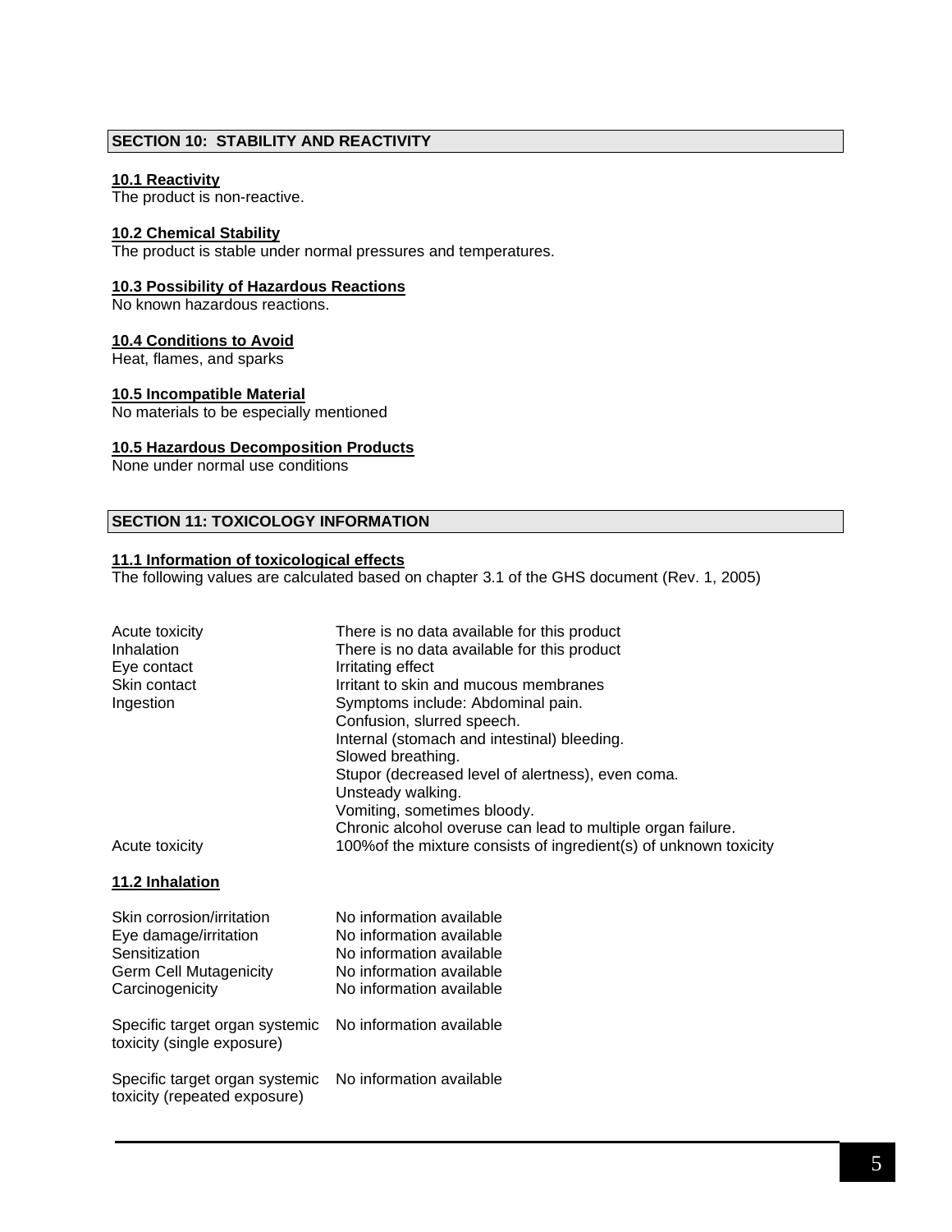## SECTION 10: STABILITY AND REACTIVITY

### 10.1 Reactivity

The product is non-reactive.

### 10.2 Chemical Stability

The product is stable under normal pressures and temperatures.

### 10.3 Possibility of Hazardous Reactions

No known hazardous reactions.

### 10.4 Conditions to Avoid

Heat, flames, and sparks

### 10.5 Incompatible Material

No materials to be especially mentioned

### 10.5 Hazardous Decomposition Products

None under normal use conditions

## SECTION 11: TOXICOLOGY INFORMATION

### 11.1 Information of toxicological effects

The following values are calculated based on chapter 3.1 of the GHS document (Rev. 1, 2005)

| | |
|---|---|
| Acute toxicity | There is no data available for this product |
| Inhalation | There is no data available for this product |
| Eye contact | Irritating effect |
| Skin contact | Irritant to skin and mucous membranes |
| Ingestion | Symptoms include: Abdominal pain.<br>Confusion, slurred speech.<br>Internal (stomach and intestinal) bleeding.<br>Slowed breathing.<br>Stupor (decreased level of alertness), even coma.<br>Unsteady walking.<br>Vomiting, sometimes bloody.<br>Chronic alcohol overuse can lead to multiple organ failure. |
| Acute toxicity | 100%of the mixture consists of ingredient(s) of unknown toxicity |

### 11.2 Inhalation

| | |
|---|---|
| Skin corrosion/irritation | No information available |
| Eye damage/irritation | No information available |
| Sensitization | No information available |
| Germ Cell Mutagenicity | No information available |
| Carcinogenicity | No information available |
| Specific target organ systemic toxicity (single exposure) | No information available |
| Specific target organ systemic toxicity (repeated exposure) | No information available |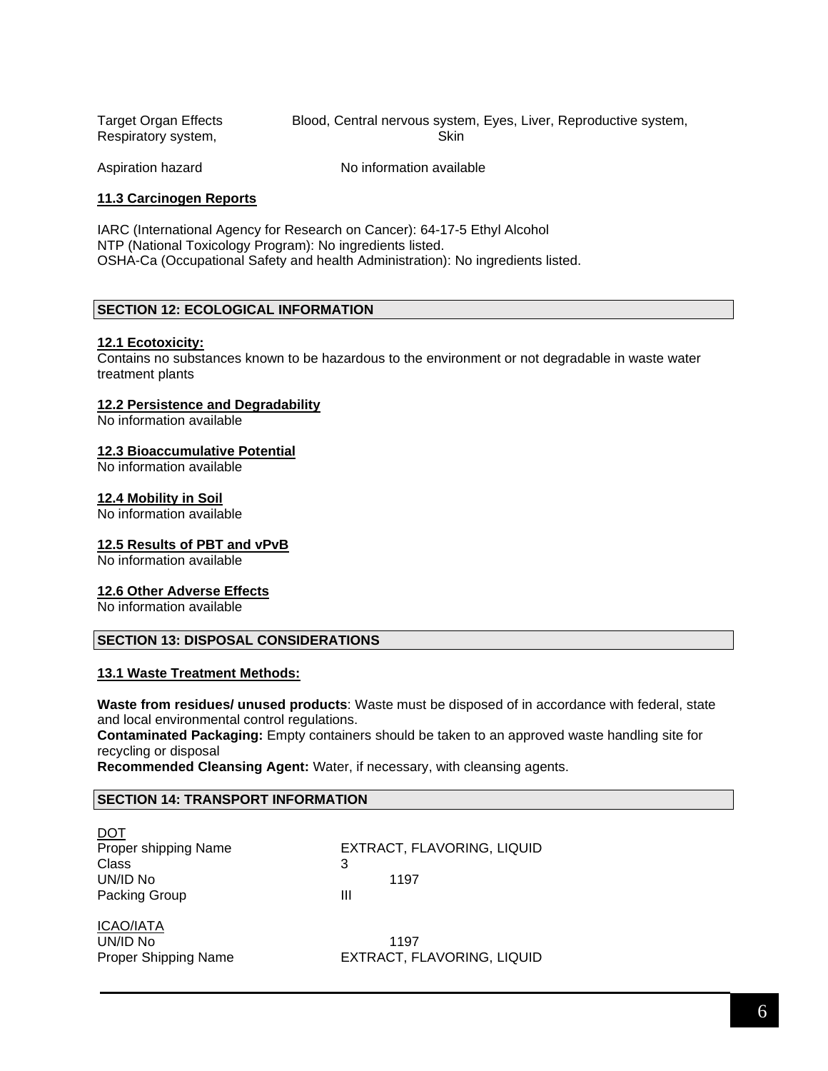| | |
|---|---|
| Target Organ Effects | Blood, Central nervous system, Eyes, Liver, Reproductive system, Respiratory system, Skin |
| Aspiration hazard | No information available |

**11.3 Carcinogen Reports**

IARC (International Agency for Research on Cancer): 64-17-5 Ethyl Alcohol
NTP (National Toxicology Program): No ingredients listed.
OSHA-Ca (Occupational Safety and health Administration): No ingredients listed.

## SECTION 12: ECOLOGICAL INFORMATION

**12.1 Ecotoxicity:**
Contains no substances known to be hazardous to the environment or not degradable in waste water treatment plants

**12.2 Persistence and Degradability**
No information available

**12.3 Bioaccumulative Potential**
No information available

**12.4 Mobility in Soil**
No information available

**12.5 Results of PBT and vPvB**
No information available

**12.6 Other Adverse Effects**
No information available

## SECTION 13: DISPOSAL CONSIDERATIONS

**13.1 Waste Treatment Methods:**

**Waste from residues/ unused products**: Waste must be disposed of in accordance with federal, state and local environmental control regulations.
**Contaminated Packaging:** Empty containers should be taken to an approved waste handling site for recycling or disposal
**Recommended Cleansing Agent:** Water, if necessary, with cleansing agents.

## SECTION 14: TRANSPORT INFORMATION

DOT

| | |
|---|---|
| Proper shipping Name | EXTRACT, FLAVORING, LIQUID |
| Class | 3 |
| UN/ID No | 1197 |
| Packing Group | III |

ICAO/IATA

| | |
|---|---|
| UN/ID No | 1197 |
| Proper Shipping Name | EXTRACT, FLAVORING, LIQUID |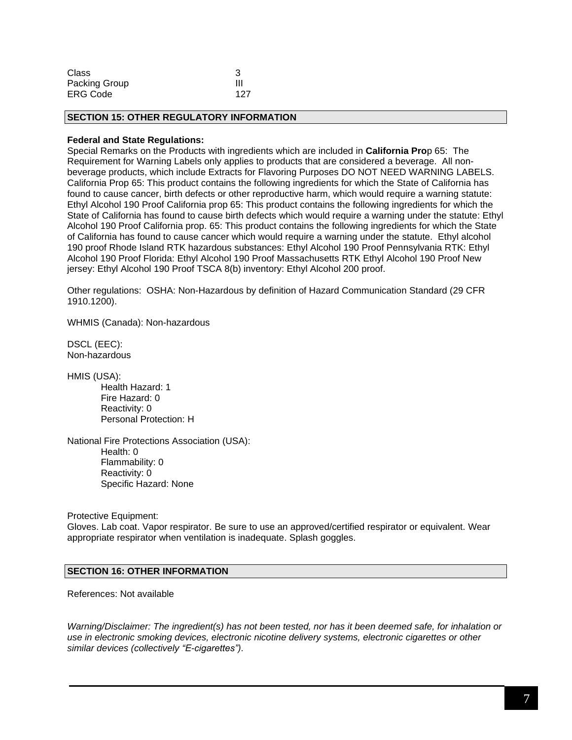| Class | 3 |
| --- | --- |
| Packing Group | III |
| ERG Code | 127 |

## SECTION 15: OTHER REGULATORY INFORMATION

**Federal and State Regulations:**
Special Remarks on the Products with ingredients which are included in **California Pro**p 65: The Requirement for Warning Labels only applies to products that are considered a beverage. All non-beverage products, which include Extracts for Flavoring Purposes DO NOT NEED WARNING LABELS. California Prop 65: This product contains the following ingredients for which the State of California has found to cause cancer, birth defects or other reproductive harm, which would require a warning statute: Ethyl Alcohol 190 Proof California prop 65: This product contains the following ingredients for which the State of California has found to cause birth defects which would require a warning under the statute: Ethyl Alcohol 190 Proof California prop. 65: This product contains the following ingredients for which the State of California has found to cause cancer which would require a warning under the statute. Ethyl alcohol 190 proof Rhode Island RTK hazardous substances: Ethyl Alcohol 190 Proof Pennsylvania RTK: Ethyl Alcohol 190 Proof Florida: Ethyl Alcohol 190 Proof Massachusetts RTK Ethyl Alcohol 190 Proof New jersey: Ethyl Alcohol 190 Proof TSCA 8(b) inventory: Ethyl Alcohol 200 proof.

Other regulations: OSHA: Non-Hazardous by definition of Hazard Communication Standard (29 CFR 1910.1200).

WHMIS (Canada): Non-hazardous

DSCL (EEC):
Non-hazardous

HMIS (USA):
- Health Hazard: 1
- Fire Hazard: 0
- Reactivity: 0
- Personal Protection: H

National Fire Protections Association (USA):
- Health: 0
- Flammability: 0
- Reactivity: 0
- Specific Hazard: None

Protective Equipment:
Gloves. Lab coat. Vapor respirator. Be sure to use an approved/certified respirator or equivalent. Wear appropriate respirator when ventilation is inadequate. Splash goggles.

## SECTION 16: OTHER INFORMATION

References: Not available

*Warning/Disclaimer: The ingredient(s) has not been tested, nor has it been deemed safe, for inhalation or use in electronic smoking devices, electronic nicotine delivery systems, electronic cigarettes or other similar devices (collectively “E-cigarettes”).*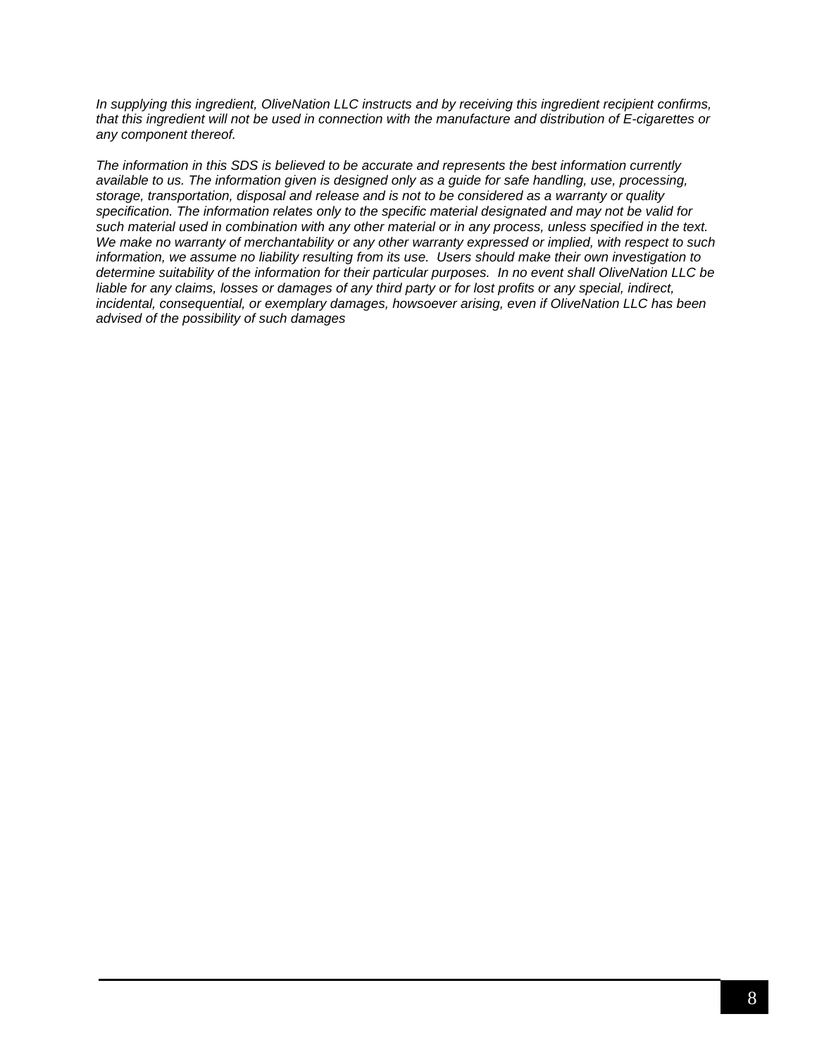*In supplying this ingredient, OliveNation LLC instructs and by receiving this ingredient recipient confirms, that this ingredient will not be used in connection with the manufacture and distribution of E-cigarettes or any component thereof.*

*The information in this SDS is believed to be accurate and represents the best information currently available to us. The information given is designed only as a guide for safe handling, use, processing, storage, transportation, disposal and release and is not to be considered as a warranty or quality specification. The information relates only to the specific material designated and may not be valid for such material used in combination with any other material or in any process, unless specified in the text. We make no warranty of merchantability or any other warranty expressed or implied, with respect to such information, we assume no liability resulting from its use. Users should make their own investigation to determine suitability of the information for their particular purposes. In no event shall OliveNation LLC be liable for any claims, losses or damages of any third party or for lost profits or any special, indirect, incidental, consequential, or exemplary damages, howsoever arising, even if OliveNation LLC has been advised of the possibility of such damages*